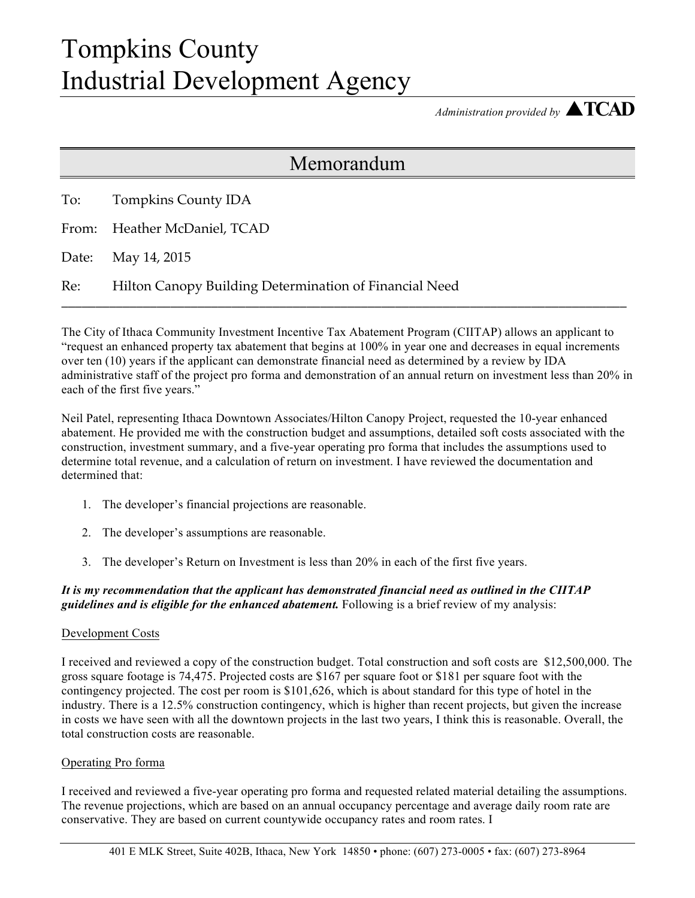# Tompkins County Industrial Development Agency

*Administration provided by* **TCAD**

## Memorandum

To: Tompkins County IDA

From: Heather McDaniel, TCAD

Date: May 14, 2015

Re: Hilton Canopy Building Determination of Financial Need

---

The City of Ithaca Community Investment Incentive Tax Abatement Program (CIITAP) allows an applicant to "request an enhanced property tax abatement that begins at 100% in year one and decreases in equal increments over ten (10) years if the applicant can demonstrate financial need as determined by a review by IDA administrative staff of the project pro forma and demonstration of an annual return on investment less than 20% in each of the first five years."

Neil Patel, representing Ithaca Downtown Associates/Hilton Canopy Project, requested the 10-year enhanced abatement. He provided me with the construction budget and assumptions, detailed soft costs associated with the construction, investment summary, and a five-year operating pro forma that includes the assumptions used to determine total revenue, and a calculation of return on investment. I have reviewed the documentation and determined that:

1. The developer's financial projections are reasonable.
2. The developer's assumptions are reasonable.
3. The developer's Return on Investment is less than 20% in each of the first five years.

***It is my recommendation that the applicant has demonstrated financial need as outlined in the CIITAP guidelines and is eligible for the enhanced abatement.*** Following is a brief review of my analysis:

Development Costs

I received and reviewed a copy of the construction budget. Total construction and soft costs are $12,500,000. The gross square footage is 74,475. Projected costs are $167 per square foot or $181 per square foot with the contingency projected. The cost per room is $101,626, which is about standard for this type of hotel in the industry. There is a 12.5% construction contingency, which is higher than recent projects, but given the increase in costs we have seen with all the downtown projects in the last two years, I think this is reasonable. Overall, the total construction costs are reasonable.

Operating Pro forma

I received and reviewed a five-year operating pro forma and requested related material detailing the assumptions. The revenue projections, which are based on an annual occupancy percentage and average daily room rate are conservative. They are based on current countywide occupancy rates and room rates. I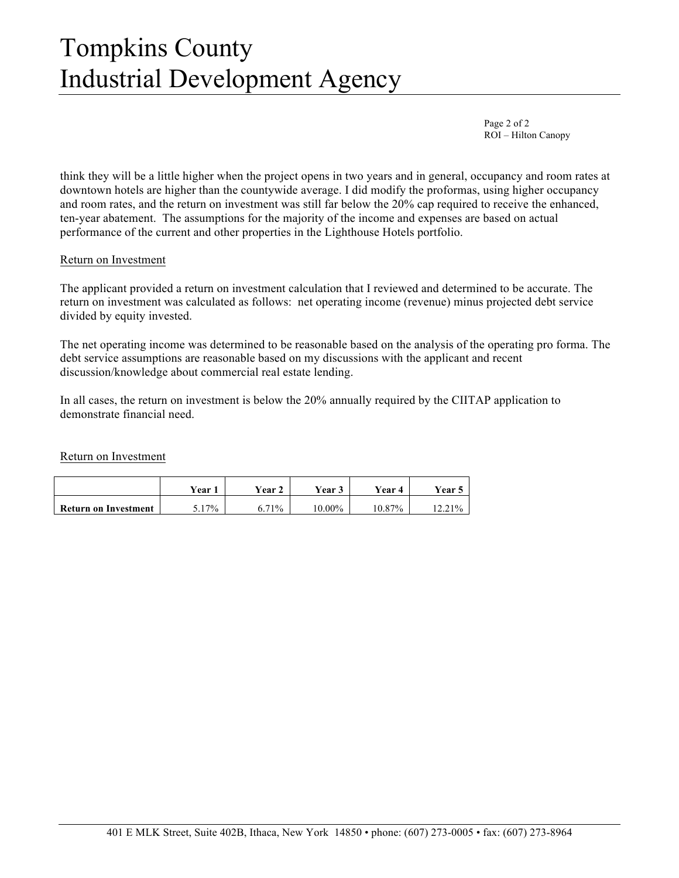think they will be a little higher when the project opens in two years and in general, occupancy and room rates at downtown hotels are higher than the countywide average. I did modify the proformas, using higher occupancy and room rates, and the return on investment was still far below the 20% cap required to receive the enhanced, ten-year abatement. The assumptions for the majority of the income and expenses are based on actual performance of the current and other properties in the Lighthouse Hotels portfolio.

Return on Investment

The applicant provided a return on investment calculation that I reviewed and determined to be accurate. The return on investment was calculated as follows: net operating income (revenue) minus projected debt service divided by equity invested.

The net operating income was determined to be reasonable based on the analysis of the operating pro forma. The debt service assumptions are reasonable based on my discussions with the applicant and recent discussion/knowledge about commercial real estate lending.

In all cases, the return on investment is below the 20% annually required by the CIITAP application to demonstrate financial need.

Return on Investment

| | **Year 1** | **Year 2** | **Year 3** | **Year 4** | **Year 5** |
|---|---|---|---|---|---|
| **Return on Investment** | 5.17% | 6.71% | 10.00% | 10.87% | 12.21% |